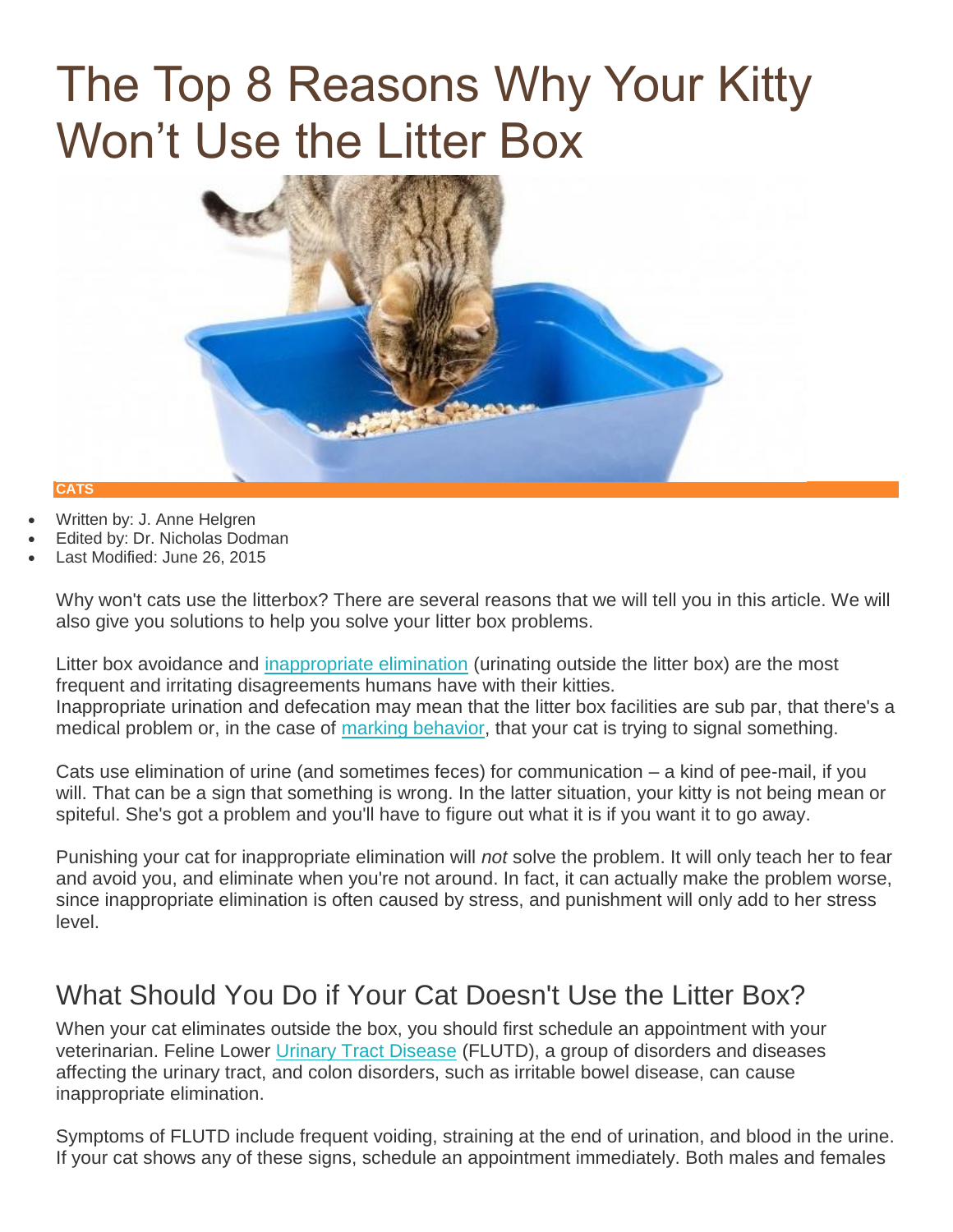# The Top 8 Reasons Why Your Kitty Won't Use the Litter Box

CATS

- Written by: J. Anne Helgren
- Edited by: Dr. Nicholas Dodman
- Last Modified: June 26, 2015

Why won't cats use the litterbox? There are several reasons that we will tell you in this article. We will also give you solutions to help you solve your litter box problems.

Litter box avoidance and inappropriate elimination (urinating outside the litter box) are the most frequent and irritating disagreements humans have with their kitties.
Inappropriate urination and defecation may mean that the litter box facilities are sub par, that there's a medical problem or, in the case of marking behavior, that your cat is trying to signal something.

Cats use elimination of urine (and sometimes feces) for communication – a kind of pee-mail, if you will. That can be a sign that something is wrong. In the latter situation, your kitty is not being mean or spiteful. She's got a problem and you'll have to figure out what it is if you want it to go away.

Punishing your cat for inappropriate elimination will *not* solve the problem. It will only teach her to fear and avoid you, and eliminate when you're not around. In fact, it can actually make the problem worse, since inappropriate elimination is often caused by stress, and punishment will only add to her stress level.

## What Should You Do if Your Cat Doesn't Use the Litter Box?

When your cat eliminates outside the box, you should first schedule an appointment with your veterinarian. Feline Lower Urinary Tract Disease (FLUTD), a group of disorders and diseases affecting the urinary tract, and colon disorders, such as irritable bowel disease, can cause inappropriate elimination.

Symptoms of FLUTD include frequent voiding, straining at the end of urination, and blood in the urine. If your cat shows any of these signs, schedule an appointment immediately. Both males and females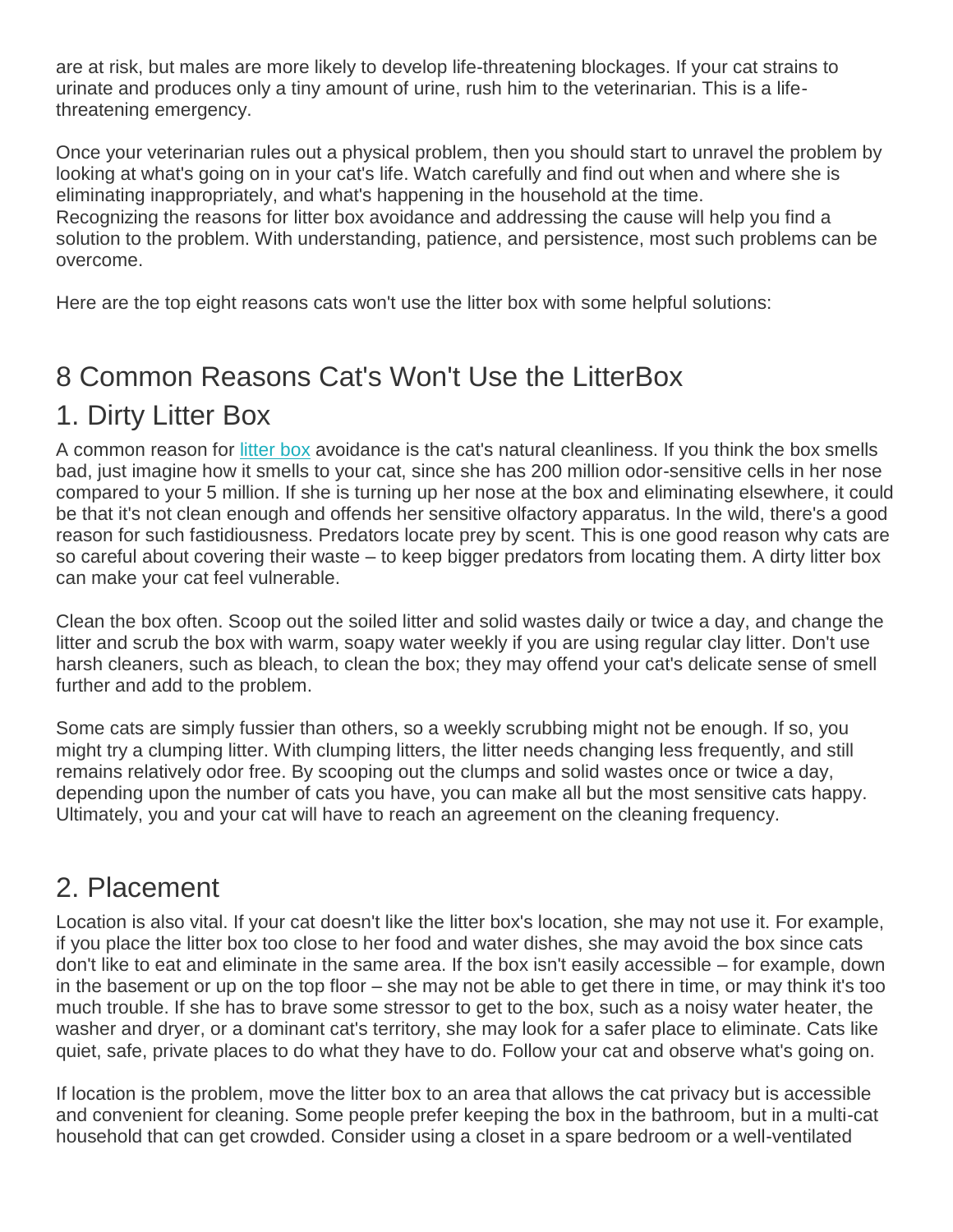are at risk, but males are more likely to develop life-threatening blockages. If your cat strains to urinate and produces only a tiny amount of urine, rush him to the veterinarian. This is a life-threatening emergency.

Once your veterinarian rules out a physical problem, then you should start to unravel the problem by looking at what's going on in your cat's life. Watch carefully and find out when and where she is eliminating inappropriately, and what's happening in the household at the time.
Recognizing the reasons for litter box avoidance and addressing the cause will help you find a solution to the problem. With understanding, patience, and persistence, most such problems can be overcome.

Here are the top eight reasons cats won't use the litter box with some helpful solutions:

## 8 Common Reasons Cat's Won't Use the LitterBox

## 1. Dirty Litter Box

A common reason for litter box avoidance is the cat's natural cleanliness. If you think the box smells bad, just imagine how it smells to your cat, since she has 200 million odor-sensitive cells in her nose compared to your 5 million. If she is turning up her nose at the box and eliminating elsewhere, it could be that it's not clean enough and offends her sensitive olfactory apparatus. In the wild, there's a good reason for such fastidiousness. Predators locate prey by scent. This is one good reason why cats are so careful about covering their waste – to keep bigger predators from locating them. A dirty litter box can make your cat feel vulnerable.

Clean the box often. Scoop out the soiled litter and solid wastes daily or twice a day, and change the litter and scrub the box with warm, soapy water weekly if you are using regular clay litter. Don't use harsh cleaners, such as bleach, to clean the box; they may offend your cat's delicate sense of smell further and add to the problem.

Some cats are simply fussier than others, so a weekly scrubbing might not be enough. If so, you might try a clumping litter. With clumping litters, the litter needs changing less frequently, and still remains relatively odor free. By scooping out the clumps and solid wastes once or twice a day, depending upon the number of cats you have, you can make all but the most sensitive cats happy. Ultimately, you and your cat will have to reach an agreement on the cleaning frequency.

## 2. Placement

Location is also vital. If your cat doesn't like the litter box's location, she may not use it. For example, if you place the litter box too close to her food and water dishes, she may avoid the box since cats don't like to eat and eliminate in the same area. If the box isn't easily accessible – for example, down in the basement or up on the top floor – she may not be able to get there in time, or may think it's too much trouble. If she has to brave some stressor to get to the box, such as a noisy water heater, the washer and dryer, or a dominant cat's territory, she may look for a safer place to eliminate. Cats like quiet, safe, private places to do what they have to do. Follow your cat and observe what's going on.

If location is the problem, move the litter box to an area that allows the cat privacy but is accessible and convenient for cleaning. Some people prefer keeping the box in the bathroom, but in a multi-cat household that can get crowded. Consider using a closet in a spare bedroom or a well-ventilated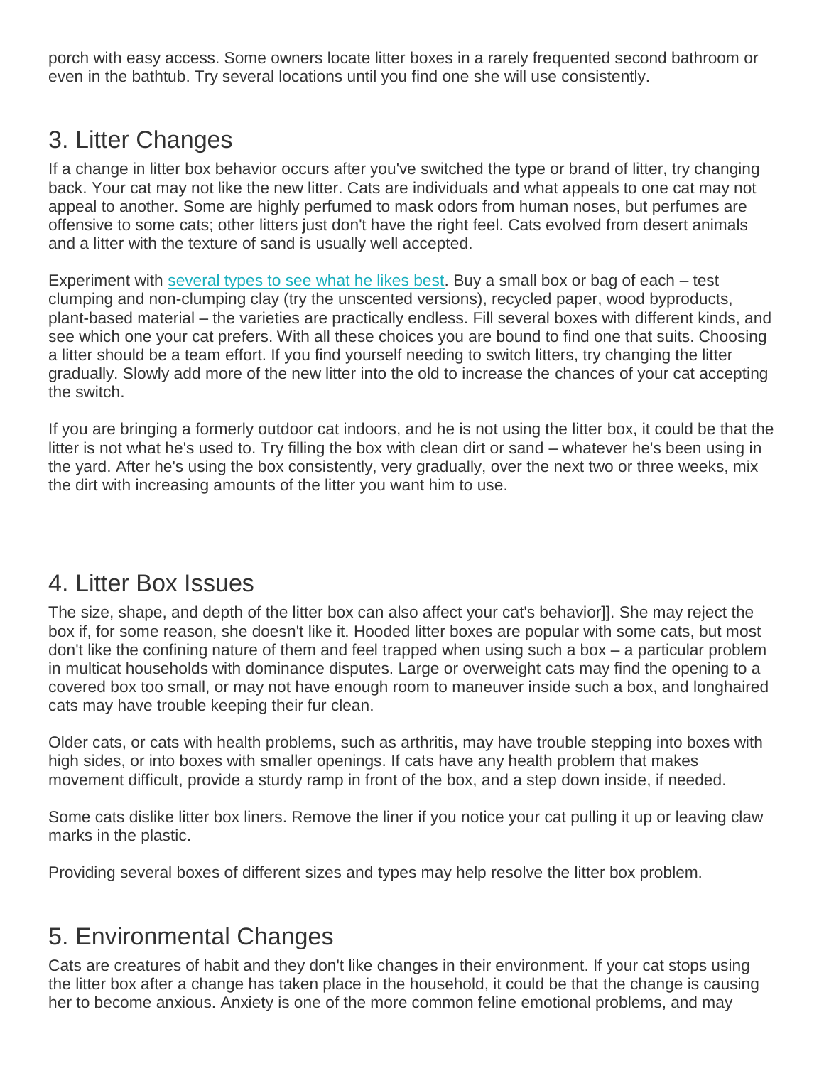porch with easy access. Some owners locate litter boxes in a rarely frequented second bathroom or even in the bathtub. Try several locations until you find one she will use consistently.

## 3. Litter Changes

If a change in litter box behavior occurs after you've switched the type or brand of litter, try changing back. Your cat may not like the new litter. Cats are individuals and what appeals to one cat may not appeal to another. Some are highly perfumed to mask odors from human noses, but perfumes are offensive to some cats; other litters just don't have the right feel. Cats evolved from desert animals and a litter with the texture of sand is usually well accepted.

Experiment with [several types to see what he likes best](). Buy a small box or bag of each – test clumping and non-clumping clay (try the unscented versions), recycled paper, wood byproducts, plant-based material – the varieties are practically endless. Fill several boxes with different kinds, and see which one your cat prefers. With all these choices you are bound to find one that suits. Choosing a litter should be a team effort. If you find yourself needing to switch litters, try changing the litter gradually. Slowly add more of the new litter into the old to increase the chances of your cat accepting the switch.

If you are bringing a formerly outdoor cat indoors, and he is not using the litter box, it could be that the litter is not what he's used to. Try filling the box with clean dirt or sand – whatever he's been using in the yard. After he's using the box consistently, very gradually, over the next two or three weeks, mix the dirt with increasing amounts of the litter you want him to use.

## 4. Litter Box Issues

The size, shape, and depth of the litter box can also affect your cat's behavior]]. She may reject the box if, for some reason, she doesn't like it. Hooded litter boxes are popular with some cats, but most don't like the confining nature of them and feel trapped when using such a box – a particular problem in multicat households with dominance disputes. Large or overweight cats may find the opening to a covered box too small, or may not have enough room to maneuver inside such a box, and longhaired cats may have trouble keeping their fur clean.

Older cats, or cats with health problems, such as arthritis, may have trouble stepping into boxes with high sides, or into boxes with smaller openings. If cats have any health problem that makes movement difficult, provide a sturdy ramp in front of the box, and a step down inside, if needed.

Some cats dislike litter box liners. Remove the liner if you notice your cat pulling it up or leaving claw marks in the plastic.

Providing several boxes of different sizes and types may help resolve the litter box problem.

## 5. Environmental Changes

Cats are creatures of habit and they don't like changes in their environment. If your cat stops using the litter box after a change has taken place in the household, it could be that the change is causing her to become anxious. Anxiety is one of the more common feline emotional problems, and may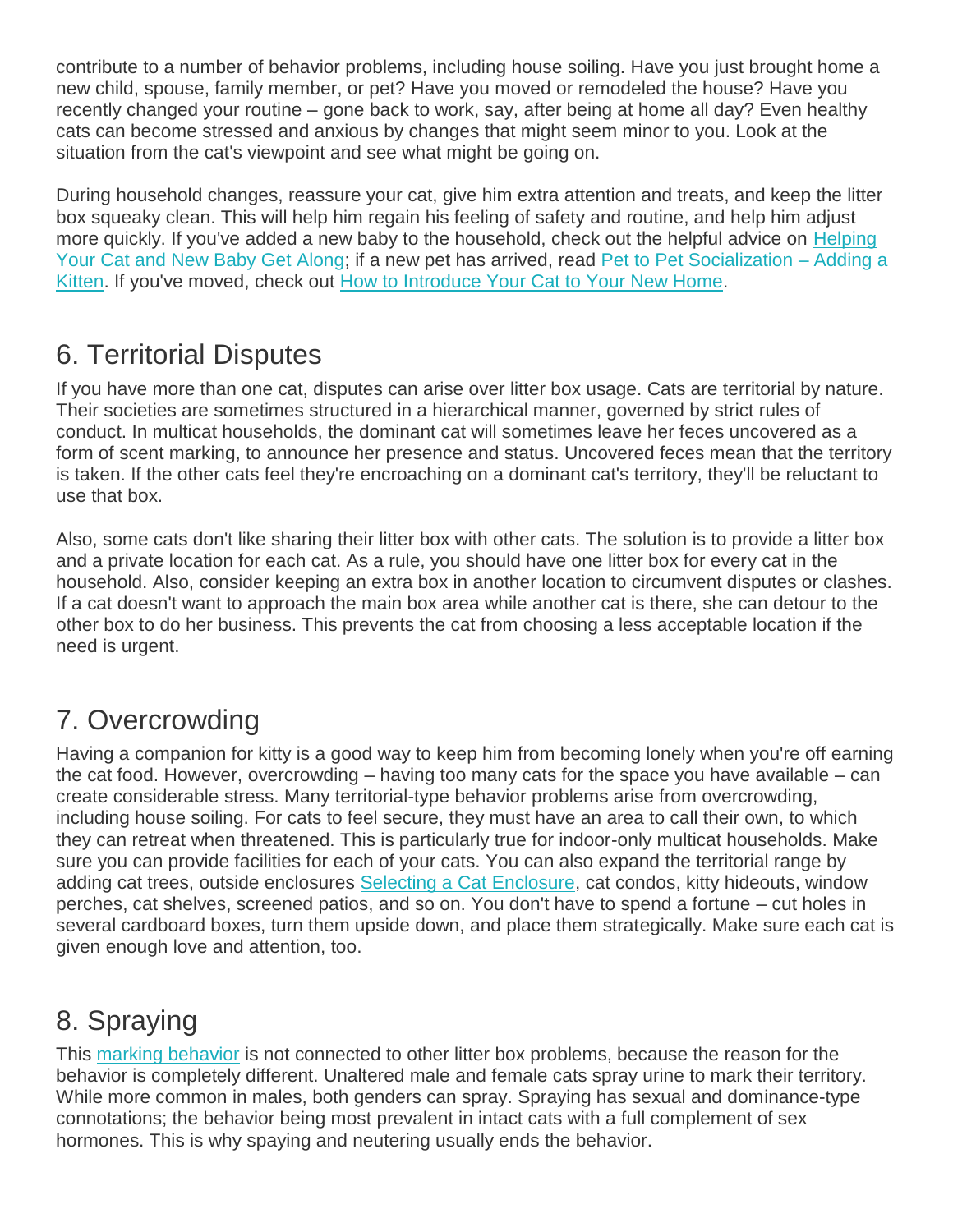contribute to a number of behavior problems, including house soiling. Have you just brought home a new child, spouse, family member, or pet? Have you moved or remodeled the house? Have you recently changed your routine – gone back to work, say, after being at home all day? Even healthy cats can become stressed and anxious by changes that might seem minor to you. Look at the situation from the cat's viewpoint and see what might be going on.

During household changes, reassure your cat, give him extra attention and treats, and keep the litter box squeaky clean. This will help him regain his feeling of safety and routine, and help him adjust more quickly. If you've added a new baby to the household, check out the helpful advice on Helping Your Cat and New Baby Get Along; if a new pet has arrived, read Pet to Pet Socialization – Adding a Kitten. If you've moved, check out How to Introduce Your Cat to Your New Home.

## 6. Territorial Disputes

If you have more than one cat, disputes can arise over litter box usage. Cats are territorial by nature. Their societies are sometimes structured in a hierarchical manner, governed by strict rules of conduct. In multicat households, the dominant cat will sometimes leave her feces uncovered as a form of scent marking, to announce her presence and status. Uncovered feces mean that the territory is taken. If the other cats feel they're encroaching on a dominant cat's territory, they'll be reluctant to use that box.

Also, some cats don't like sharing their litter box with other cats. The solution is to provide a litter box and a private location for each cat. As a rule, you should have one litter box for every cat in the household. Also, consider keeping an extra box in another location to circumvent disputes or clashes. If a cat doesn't want to approach the main box area while another cat is there, she can detour to the other box to do her business. This prevents the cat from choosing a less acceptable location if the need is urgent.

## 7. Overcrowding

Having a companion for kitty is a good way to keep him from becoming lonely when you're off earning the cat food. However, overcrowding – having too many cats for the space you have available – can create considerable stress. Many territorial-type behavior problems arise from overcrowding, including house soiling. For cats to feel secure, they must have an area to call their own, to which they can retreat when threatened. This is particularly true for indoor-only multicat households. Make sure you can provide facilities for each of your cats. You can also expand the territorial range by adding cat trees, outside enclosures Selecting a Cat Enclosure, cat condos, kitty hideouts, window perches, cat shelves, screened patios, and so on. You don't have to spend a fortune – cut holes in several cardboard boxes, turn them upside down, and place them strategically. Make sure each cat is given enough love and attention, too.

## 8. Spraying

This marking behavior is not connected to other litter box problems, because the reason for the behavior is completely different. Unaltered male and female cats spray urine to mark their territory. While more common in males, both genders can spray. Spraying has sexual and dominance-type connotations; the behavior being most prevalent in intact cats with a full complement of sex hormones. This is why spaying and neutering usually ends the behavior.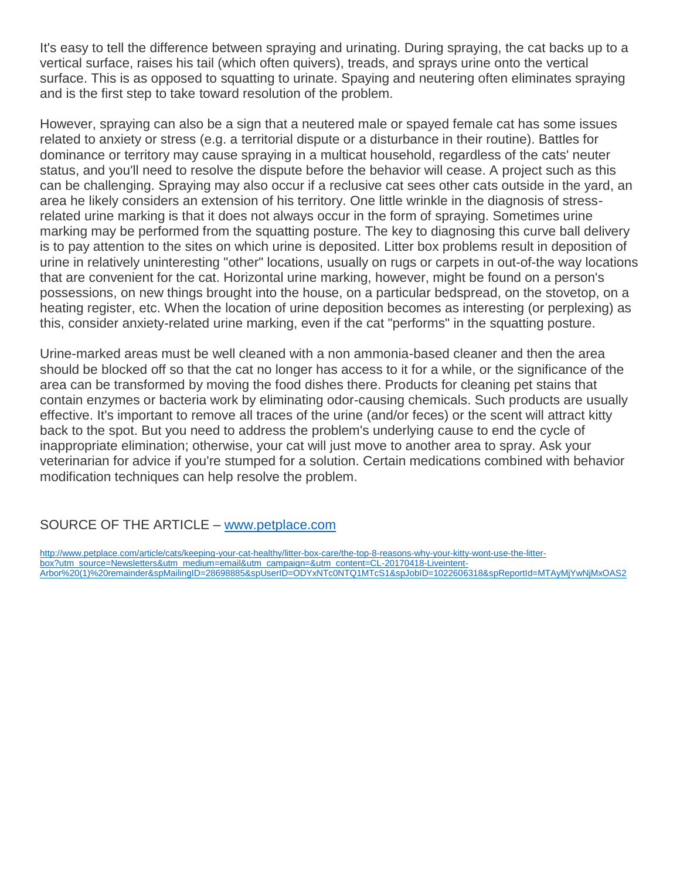It's easy to tell the difference between spraying and urinating. During spraying, the cat backs up to a vertical surface, raises his tail (which often quivers), treads, and sprays urine onto the vertical surface. This is as opposed to squatting to urinate. Spaying and neutering often eliminates spraying and is the first step to take toward resolution of the problem.

However, spraying can also be a sign that a neutered male or spayed female cat has some issues related to anxiety or stress (e.g. a territorial dispute or a disturbance in their routine). Battles for dominance or territory may cause spraying in a multicat household, regardless of the cats' neuter status, and you'll need to resolve the dispute before the behavior will cease. A project such as this can be challenging. Spraying may also occur if a reclusive cat sees other cats outside in the yard, an area he likely considers an extension of his territory. One little wrinkle in the diagnosis of stress-related urine marking is that it does not always occur in the form of spraying. Sometimes urine marking may be performed from the squatting posture. The key to diagnosing this curve ball delivery is to pay attention to the sites on which urine is deposited. Litter box problems result in deposition of urine in relatively uninteresting "other" locations, usually on rugs or carpets in out-of-the way locations that are convenient for the cat. Horizontal urine marking, however, might be found on a person's possessions, on new things brought into the house, on a particular bedspread, on the stovetop, on a heating register, etc. When the location of urine deposition becomes as interesting (or perplexing) as this, consider anxiety-related urine marking, even if the cat "performs" in the squatting posture.

Urine-marked areas must be well cleaned with a non ammonia-based cleaner and then the area should be blocked off so that the cat no longer has access to it for a while, or the significance of the area can be transformed by moving the food dishes there. Products for cleaning pet stains that contain enzymes or bacteria work by eliminating odor-causing chemicals. Such products are usually effective. It's important to remove all traces of the urine (and/or feces) or the scent will attract kitty back to the spot. But you need to address the problem's underlying cause to end the cycle of inappropriate elimination; otherwise, your cat will just move to another area to spray. Ask your veterinarian for advice if you're stumped for a solution. Certain medications combined with behavior modification techniques can help resolve the problem.

SOURCE OF THE ARTICLE – [www.petplace.com](http://www.petplace.com)

[http://www.petplace.com/article/cats/keeping-your-cat-healthy/litter-box-care/the-top-8-reasons-why-your-kitty-wont-use-the-litter-box?utm_source=Newsletters&utm_medium=email&utm_campaign=&utm_content=CL-20170418-Liveintent-Arbor%20(1)%20remainder&spMailingID=28698885&spUserID=ODYxNTc0NTQ1MTcS1&spJobID=1022606318&spReportId=MTAyMjYwNjMxOAS2](http://www.petplace.com/article/cats/keeping-your-cat-healthy/litter-box-care/the-top-8-reasons-why-your-kitty-wont-use-the-litter-box?utm_source=Newsletters&utm_medium=email&utm_campaign=&utm_content=CL-20170418-Liveintent-Arbor%20(1)%20remainder&spMailingID=28698885&spUserID=ODYxNTc0NTQ1MTcS1&spJobID=1022606318&spReportId=MTAyMjYwNjMxOAS2)